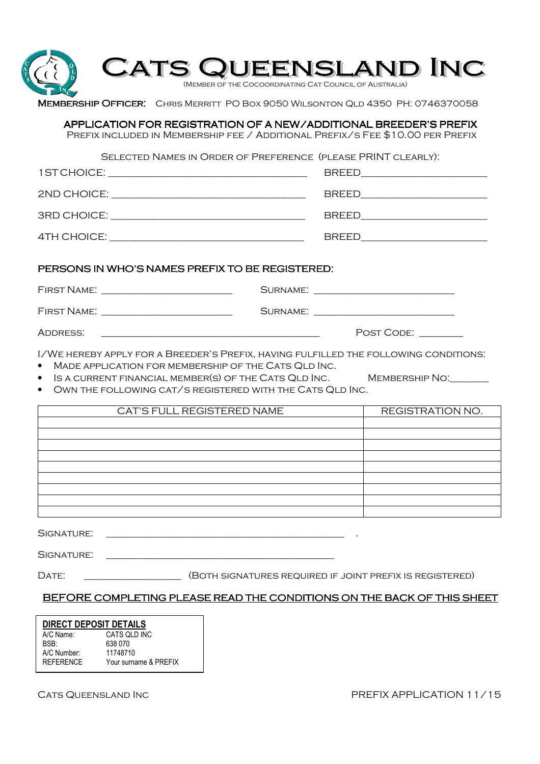# Cats Queensland Inc

(Member of the Cocoordinating Cat Council of Australia)

**Membership Officer:** Chris Merritt PO Box 9050 Wilsonton Qld 4350 PH: 0746370058

## APPLICATION FOR REGISTRATION OF A NEW/ADDITIONAL BREEDER'S PREFIX

Prefix included in Membership fee / Additional Prefix/s Fee $10.00 per Prefix

Selected Names in Order of Preference (please PRINT clearly):

1ST CHOICE: ________________________________ BREED____________________

2ND CHOICE: ________________________________ BREED____________________

3RD CHOICE: ________________________________ BREED____________________

4TH CHOICE: ________________________________ BREED____________________

### PERSONS IN WHO'S NAMES PREFIX TO BE REGISTERED:

First Name: ______________________ Surname: ________________________

First Name: ______________________ Surname: ________________________

Address: ____________________________________ Post Code: ________

I/We hereby apply for a Breeder's Prefix, having fulfilled the following conditions:

- Made application for membership of the Cats Qld Inc.
- Is a current financial member(s) of the Cats Qld Inc. Membership No:_______
- Own the following cat/s registered with the Cats Qld Inc.

| CAT'S FULL REGISTERED NAME | REGISTRATION NO. |
|---|---|
| | |
| | |
| | |
| | |
| | |
| | |
| | |
| | |
| | |

Signature: ________________________________________ .

Signature: ________________________________________

Date: _________________ (Both signatures required if joint prefix is registered)

**BEFORE COMPLETING PLEASE READ THE CONDITIONS ON THE BACK OF THIS SHEET**

| **DIRECT DEPOSIT DETAILS** | |
|---|---|
| A/C Name: | CATS QLD INC |
| BSB: | 638 070 |
| A/C Number: | 11748710 |
| REFERENCE | Your surname & PREFIX |

Cats Queensland Inc PREFIX APPLICATION 11/15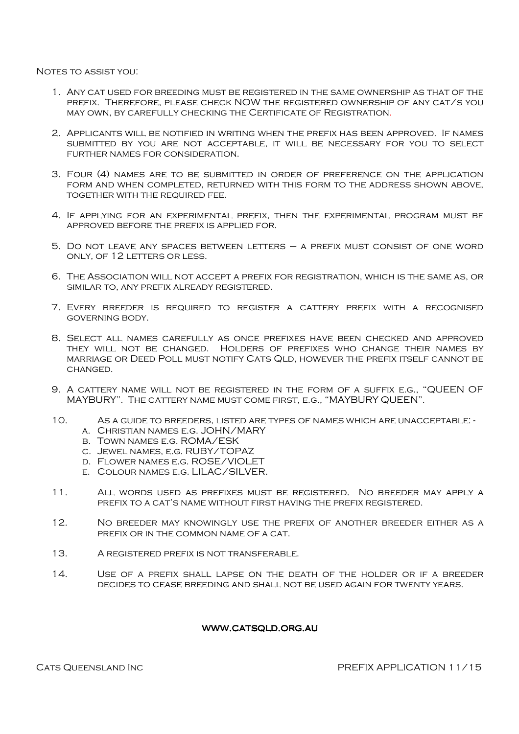Notes to assist you:

1. Any cat used for breeding must be registered in the same ownership as that of the prefix. Therefore, please check NOW the registered ownership of any cat/s you may own, by carefully checking the Certificate of Registration.
2. Applicants will be notified in writing when the prefix has been approved. If names submitted by you are not acceptable, it will be necessary for you to select further names for consideration.
3. Four (4) names are to be submitted in order of preference on the application form and when completed, returned with this form to the address shown above, together with the required fee.
4. If applying for an experimental prefix, then the experimental program must be approved before the prefix is applied for.
5. Do not leave any spaces between letters – a prefix must consist of one word only, of 12 letters or less.
6. The Association will not accept a prefix for registration, which is the same as, or similar to, any prefix already registered.
7. Every breeder is required to register a cattery prefix with a recognised governing body.
8. Select all names carefully as once prefixes have been checked and approved they will not be changed. Holders of prefixes who change their names by marriage or Deed Poll must notify Cats Qld, however the prefix itself cannot be changed.
9. A cattery name will not be registered in the form of a suffix e.g., "QUEEN OF MAYBURY". The cattery name must come first, e.g., "MAYBURY QUEEN".
10. As a guide to breeders, listed are types of names which are unacceptable: -
    a. Christian names e.g. JOHN/MARY
    b. Town names e.g. ROMA/ESK
    c. Jewel names, e.g. RUBY/TOPAZ
    d. Flower names e.g. ROSE/VIOLET
    e. Colour names e.g. LILAC/SILVER.
11. All words used as prefixes must be registered. No breeder may apply a prefix to a cat's name without first having the prefix registered.
12. No breeder may knowingly use the prefix of another breeder either as a prefix or in the common name of a cat.
13. A registered prefix is not transferable.
14. Use of a prefix shall lapse on the death of the holder or if a breeder decides to cease breeding and shall not be used again for twenty years.

**WWW.CATSQLD.ORG.AU**

Cats Queensland Inc PREFIX APPLICATION 11/15